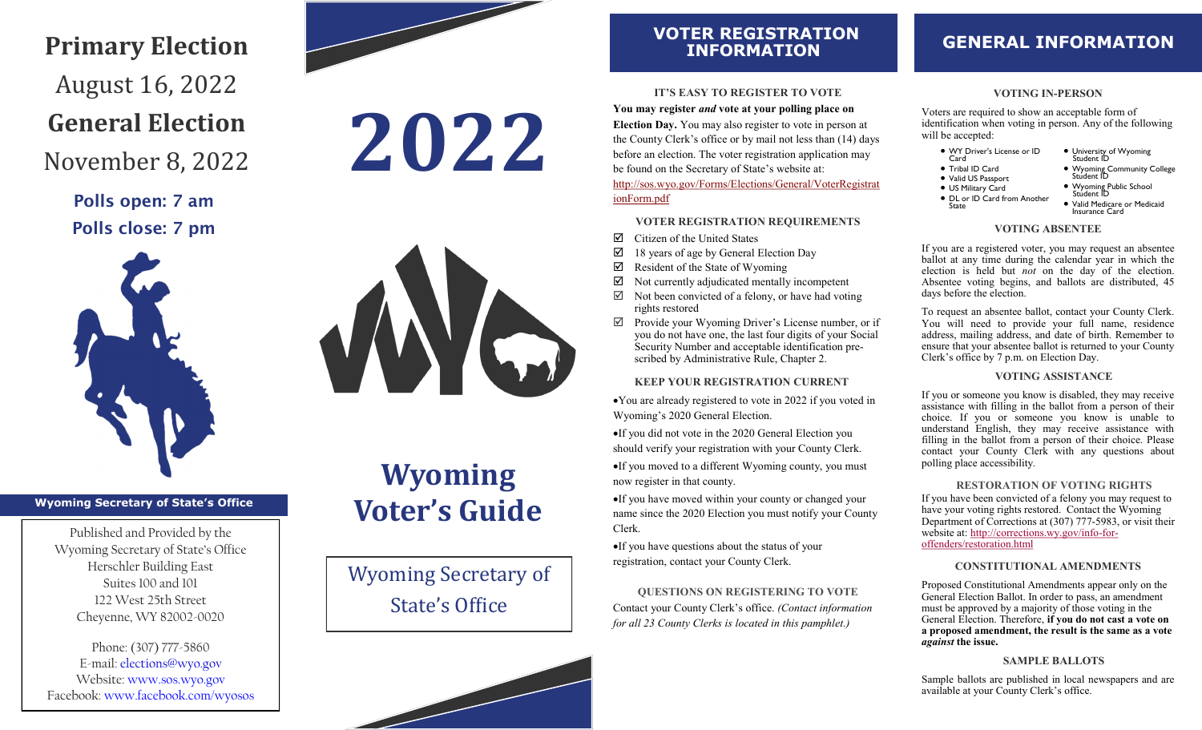# Primary Election

August 16, 2022

# General Election

November 8, 2022

**Polls open: 7 am**

**Polls close: 7 pm**

**Wyoming Secretary of State's Office**

Published and Provided by the
Wyoming Secretary of State's Office
Herschler Building East
Suites 100 and 101
122 West 25th Street
Cheyenne, WY 82002-0020

Phone: (307) 777-5860
E-mail: elections@wyo.gov
Website: www.sos.wyo.gov
Facebook: www.facebook.com/wyosos

# 2022

WYO

# Wyoming Voter's Guide

Wyoming Secretary of State's Office

## VOTER REGISTRATION INFORMATION

### IT'S EASY TO REGISTER TO VOTE

**You may register *and* vote at your polling place on Election Day.** You may also register to vote in person at the County Clerk's office or by mail not less than (14) days before an election. The voter registration application may be found on the Secretary of State's website at: http://sos.wyo.gov/Forms/Elections/General/VoterRegistrationForm.pdf

### VOTER REGISTRATION REQUIREMENTS

- ☑ Citizen of the United States
- ☑ 18 years of age by General Election Day
- ☑ Resident of the State of Wyoming
- ☑ Not currently adjudicated mentally incompetent
- ☑ Not been convicted of a felony, or have had voting rights restored
- ☑ Provide your Wyoming Driver's License number, or if you do not have one, the last four digits of your Social Security Number and acceptable identification prescribed by Administrative Rule, Chapter 2.

### KEEP YOUR REGISTRATION CURRENT

- You are already registered to vote in 2022 if you voted in Wyoming's 2020 General Election.
- If you did not vote in the 2020 General Election you should verify your registration with your County Clerk.
- If you moved to a different Wyoming county, you must now register in that county.
- If you have moved within your county or changed your name since the 2020 Election you must notify your County Clerk.
- If you have questions about the status of your registration, contact your County Clerk.

### QUESTIONS ON REGISTERING TO VOTE

Contact your County Clerk's office. *(Contact information for all 23 County Clerks is located in this pamphlet.)*

## GENERAL INFORMATION

### VOTING IN-PERSON

Voters are required to show an acceptable form of identification when voting in person. Any of the following will be accepted:

- WY Driver's License or ID Card
- Tribal ID Card
- Valid US Passport
- US Military Card
- DL or ID Card from Another State
- University of Wyoming Student ID
- Wyoming Community College Student ID
- Wyoming Public School Student ID
- Valid Medicare or Medicaid Insurance Card

### VOTING ABSENTEE

If you are a registered voter, you may request an absentee ballot at any time during the calendar year in which the election is held but *not* on the day of the election. Absentee voting begins, and ballots are distributed, 45 days before the election.

To request an absentee ballot, contact your County Clerk. You will need to provide your full name, residence address, mailing address, and date of birth. Remember to ensure that your absentee ballot is returned to your County Clerk's office by 7 p.m. on Election Day.

### VOTING ASSISTANCE

If you or someone you know is disabled, they may receive assistance with filling in the ballot from a person of their choice. If you or someone you know is unable to understand English, they may receive assistance with filling in the ballot from a person of their choice. Please contact your County Clerk with any questions about polling place accessibility.

### RESTORATION OF VOTING RIGHTS

If you have been convicted of a felony you may request to have your voting rights restored. Contact the Wyoming Department of Corrections at (307) 777-5983, or visit their website at: http://corrections.wy.gov/info-for-offenders/restoration.html

### CONSTITUTIONAL AMENDMENTS

Proposed Constitutional Amendments appear only on the General Election Ballot. In order to pass, an amendment must be approved by a majority of those voting in the General Election. Therefore, **if you do not cast a vote on a proposed amendment, the result is the same as a vote *against* the issue.**

### SAMPLE BALLOTS

Sample ballots are published in local newspapers and are available at your County Clerk's office.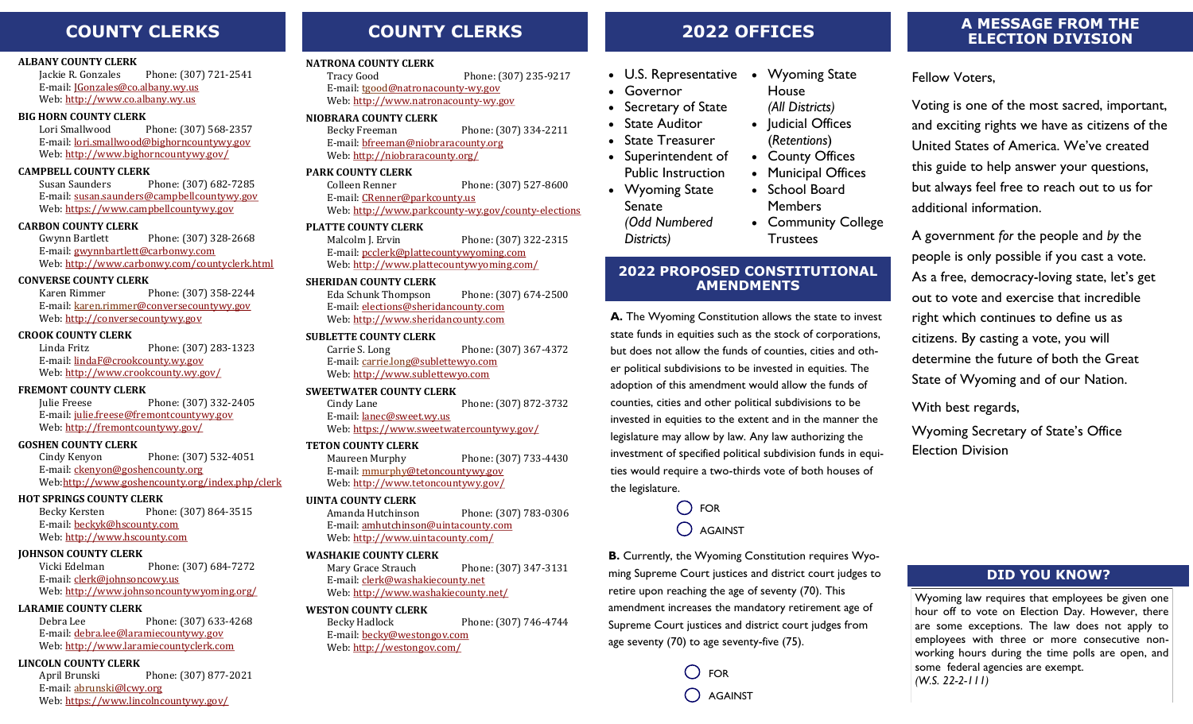## COUNTY CLERKS

**ALBANY COUNTY CLERK**
Jackie R. Gonzales Phone: (307) 721-2541
E-mail: JGonzales@co.albany.wy.us
Web: http://www.co.albany.wy.us

**BIG HORN COUNTY CLERK**
Lori Smallwood Phone: (307) 568-2357
E-mail: lori.smallwood@bighorncountywy.gov
Web: http://www.bighorncountywy.gov/

**CAMPBELL COUNTY CLERK**
Susan Saunders Phone: (307) 682-7285
E-mail: susan.saunders@campbellcountywy.gov
Web: https://www.campbellcountywy.gov

**CARBON COUNTY CLERK**
Gwynn Bartlett Phone: (307) 328-2668
E-mail: gwynnbartlett@carbonwy.com
Web: http://www.carbonwy.com/countyclerk.html

**CONVERSE COUNTY CLERK**
Karen Rimmer Phone: (307) 358-2244
E-mail: karen.rimmer@conversecountywy.gov
Web: http://conversecountywy.gov

**CROOK COUNTY CLERK**
Linda Fritz Phone: (307) 283-1323
E-mail: lindaF@crookcounty.wy.gov
Web: http://www.crookcounty.wy.gov/

**FREMONT COUNTY CLERK**
Julie Freese Phone: (307) 332-2405
E-mail: julie.freese@fremontcountywy.gov
Web: http://fremontcountywy.gov/

**GOSHEN COUNTY CLERK**
Cindy Kenyon Phone: (307) 532-4051
E-mail: ckenyon@goshencounty.org
Web: http://www.goshencounty.org/index.php/clerk

**HOT SPRINGS COUNTY CLERK**
Becky Kersten Phone: (307) 864-3515
E-mail: beckyk@hscounty.com
Web: http://www.hscounty.com

**JOHNSON COUNTY CLERK**
Vicki Edelman Phone: (307) 684-7272
E-mail: clerk@johnsoncowy.us
Web: http://www.johnsoncountywyoming.org/

**LARAMIE COUNTY CLERK**
Debra Lee Phone: (307) 633-4268
E-mail: debra.lee@laramiecountywy.gov
Web: http://www.laramiecountyclerk.com

**LINCOLN COUNTY CLERK**
April Brunski Phone: (307) 877-2021
E-mail: abrunski@lcwy.org
Web: https://www.lincolncountywy.gov/

**NATRONA COUNTY CLERK**
Tracy Good Phone: (307) 235-9217
E-mail: tgood@natronacounty-wy.gov
Web: http://www.natronacounty-wy.gov

**NIOBRARA COUNTY CLERK**
Becky Freeman Phone: (307) 334-2211
E-mail: bfreeman@niobraracounty.org
Web: http://niobraracounty.org/

**PARK COUNTY CLERK**
Colleen Renner Phone: (307) 527-8600
E-mail: CRenner@parkcounty.us
Web: http://www.parkcounty-wy.gov/county-elections

**PLATTE COUNTY CLERK**
Malcolm J. Ervin Phone: (307) 322-2315
E-mail: pcclerk@plattecountywyoming.com
Web: http://www.plattecountywyoming.com/

**SHERIDAN COUNTY CLERK**
Eda Schunk Thompson Phone: (307) 674-2500
E-mail: elections@sheridancounty.com
Web: http://www.sheridancounty.com

**SUBLETTE COUNTY CLERK**
Carrie S. Long Phone: (307) 367-4372
E-mail: carrie.long@sublettewyo.com
Web: http://www.sublettewyo.com

**SWEETWATER COUNTY CLERK**
Cindy Lane Phone: (307) 872-3732
E-mail: lanec@sweet.wy.us
Web: https://www.sweetwatercountywy.gov/

**TETON COUNTY CLERK**
Maureen Murphy Phone: (307) 733-4430
E-mail: mmurphy@tetoncountywy.gov
Web: http://www.tetoncountywy.gov/

**UINTA COUNTY CLERK**
Amanda Hutchinson Phone: (307) 783-0306
E-mail: amhutchinson@uintacounty.com
Web: http://www.uintacounty.com/

**WASHAKIE COUNTY CLERK**
Mary Grace Strauch Phone: (307) 347-3131
E-mail: clerk@washakiecounty.net
Web: http://www.washakiecounty.net/

**WESTON COUNTY CLERK**
Becky Hadlock Phone: (307) 746-4744
E-mail: becky@westongov.com
Web: http://westongov.com/

## 2022 OFFICES

- U.S. Representative
- Governor
- Secretary of State
- State Auditor
- State Treasurer
- Superintendent of Public Instruction
- Wyoming State Senate *(Odd Numbered Districts)*
- Wyoming State House *(All Districts)*
- Judicial Offices (*Retentions*)
- County Offices
- Municipal Offices
- School Board Members
- Community College Trustees

## 2022 PROPOSED CONSTITUTIONAL AMENDMENTS

**A.** The Wyoming Constitution allows the state to invest state funds in equities such as the stock of corporations, but does not allow the funds of counties, cities and other political subdivisions to be invested in equities. The adoption of this amendment would allow the funds of counties, cities and other political subdivisions to be invested in equities to the extent and in the manner the legislature may allow by law. Any law authorizing the investment of specified political subdivision funds in equities would require a two-thirds vote of both houses of the legislature.

◯ FOR
◯ AGAINST

**B.** Currently, the Wyoming Constitution requires Wyoming Supreme Court justices and district court judges to retire upon reaching the age of seventy (70). This amendment increases the mandatory retirement age of Supreme Court justices and district court judges from age seventy (70) to age seventy-five (75).

◯ FOR
◯ AGAINST

## A MESSAGE FROM THE ELECTION DIVISION

Fellow Voters,

Voting is one of the most sacred, important, and exciting rights we have as citizens of the United States of America. We've created this guide to help answer your questions, but always feel free to reach out to us for additional information.

A government *for* the people and *by* the people is only possible if you cast a vote. As a free, democracy-loving state, let's get out to vote and exercise that incredible right which continues to define us as citizens. By casting a vote, you will determine the future of both the Great State of Wyoming and of our Nation.

With best regards,

Wyoming Secretary of State's Office
Election Division

## DID YOU KNOW?

Wyoming law requires that employees be given one hour off to vote on Election Day. However, there are some exceptions. The law does not apply to employees with three or more consecutive non-working hours during the time polls are open, and some federal agencies are exempt.
*(W.S. 22-2-111)*